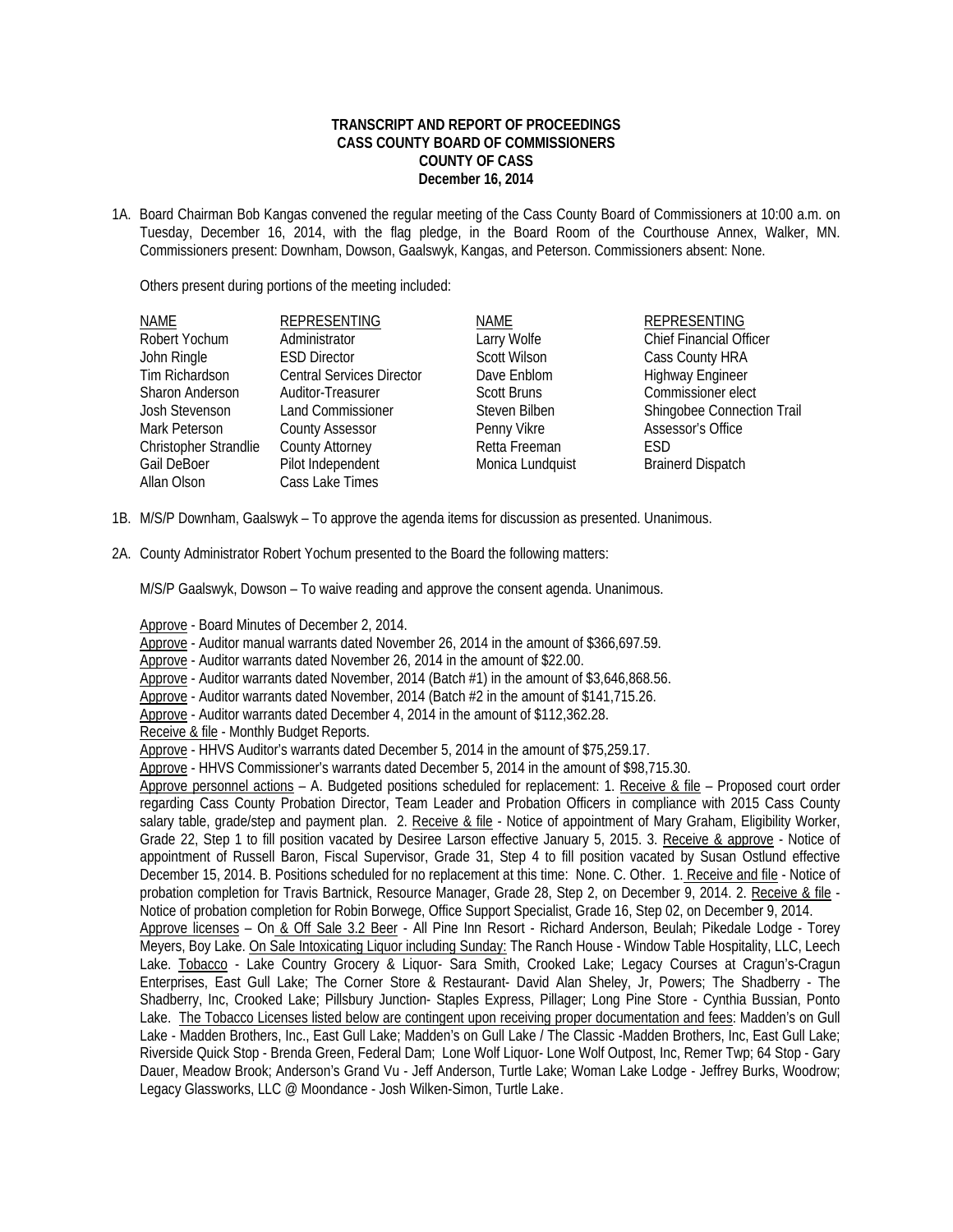**TRANSCRIPT AND REPORT OF PROCEEDINGS**
**CASS COUNTY BOARD OF COMMISSIONERS**
**COUNTY OF CASS**
**December 16, 2014**

1A. Board Chairman Bob Kangas convened the regular meeting of the Cass County Board of Commissioners at 10:00 a.m. on Tuesday, December 16, 2014, with the flag pledge, in the Board Room of the Courthouse Annex, Walker, MN. Commissioners present: Downham, Dowson, Gaalswyk, Kangas, and Peterson. Commissioners absent: None.

Others present during portions of the meeting included:

| NAME | REPRESENTING | NAME | REPRESENTING |
|---|---|---|---|
| Robert Yochum | Administrator | Larry Wolfe | Chief Financial Officer |
| John Ringle | ESD Director | Scott Wilson | Cass County HRA |
| Tim Richardson | Central Services Director | Dave Enblom | Highway Engineer |
| Sharon Anderson | Auditor-Treasurer | Scott Bruns | Commissioner elect |
| Josh Stevenson | Land Commissioner | Steven Bilben | Shingobee Connection Trail |
| Mark Peterson | County Assessor | Penny Vikre | Assessor's Office |
| Christopher Strandlie | County Attorney | Retta Freeman | ESD |
| Gail DeBoer | Pilot Independent | Monica Lundquist | Brainerd Dispatch |
| Allan Olson | Cass Lake Times | | |

1B. M/S/P Downham, Gaalswyk – To approve the agenda items for discussion as presented. Unanimous.

2A. County Administrator Robert Yochum presented to the Board the following matters:

M/S/P Gaalswyk, Dowson – To waive reading and approve the consent agenda. Unanimous.

Approve - Board Minutes of December 2, 2014.
Approve - Auditor manual warrants dated November 26, 2014 in the amount of $366,697.59.
Approve - Auditor warrants dated November 26, 2014 in the amount of $22.00.
Approve - Auditor warrants dated November, 2014 (Batch #1) in the amount of $3,646,868.56.
Approve - Auditor warrants dated November, 2014 (Batch #2 in the amount of $141,715.26.
Approve - Auditor warrants dated December 4, 2014 in the amount of $112,362.28.
Receive & file - Monthly Budget Reports.
Approve - HHVS Auditor's warrants dated December 5, 2014 in the amount of $75,259.17.
Approve - HHVS Commissioner's warrants dated December 5, 2014 in the amount of $98,715.30.
Approve personnel actions – A. Budgeted positions scheduled for replacement: 1. Receive & file – Proposed court order regarding Cass County Probation Director, Team Leader and Probation Officers in compliance with 2015 Cass County salary table, grade/step and payment plan. 2. Receive & file - Notice of appointment of Mary Graham, Eligibility Worker, Grade 22, Step 1 to fill position vacated by Desiree Larson effective January 5, 2015. 3. Receive & approve - Notice of appointment of Russell Baron, Fiscal Supervisor, Grade 31, Step 4 to fill position vacated by Susan Ostlund effective December 15, 2014. B. Positions scheduled for no replacement at this time: None. C. Other. 1. Receive and file - Notice of probation completion for Travis Bartnick, Resource Manager, Grade 28, Step 2, on December 9, 2014. 2. Receive & file - Notice of probation completion for Robin Borwege, Office Support Specialist, Grade 16, Step 02, on December 9, 2014.
Approve licenses – On & Off Sale 3.2 Beer - All Pine Inn Resort - Richard Anderson, Beulah; Pikedale Lodge - Torey Meyers, Boy Lake. On Sale Intoxicating Liquor including Sunday: The Ranch House - Window Table Hospitality, LLC, Leech Lake. Tobacco - Lake Country Grocery & Liquor- Sara Smith, Crooked Lake; Legacy Courses at Cragun's-Cragun Enterprises, East Gull Lake; The Corner Store & Restaurant- David Alan Sheley, Jr, Powers; The Shadberry - The Shadberry, Inc, Crooked Lake; Pillsbury Junction- Staples Express, Pillager; Long Pine Store - Cynthia Bussian, Ponto Lake. The Tobacco Licenses listed below are contingent upon receiving proper documentation and fees: Madden's on Gull Lake - Madden Brothers, Inc., East Gull Lake; Madden's on Gull Lake / The Classic -Madden Brothers, Inc, East Gull Lake; Riverside Quick Stop - Brenda Green, Federal Dam; Lone Wolf Liquor- Lone Wolf Outpost, Inc, Remer Twp; 64 Stop - Gary Dauer, Meadow Brook; Anderson's Grand Vu - Jeff Anderson, Turtle Lake; Woman Lake Lodge - Jeffrey Burks, Woodrow; Legacy Glassworks, LLC @ Moondance - Josh Wilken-Simon, Turtle Lake.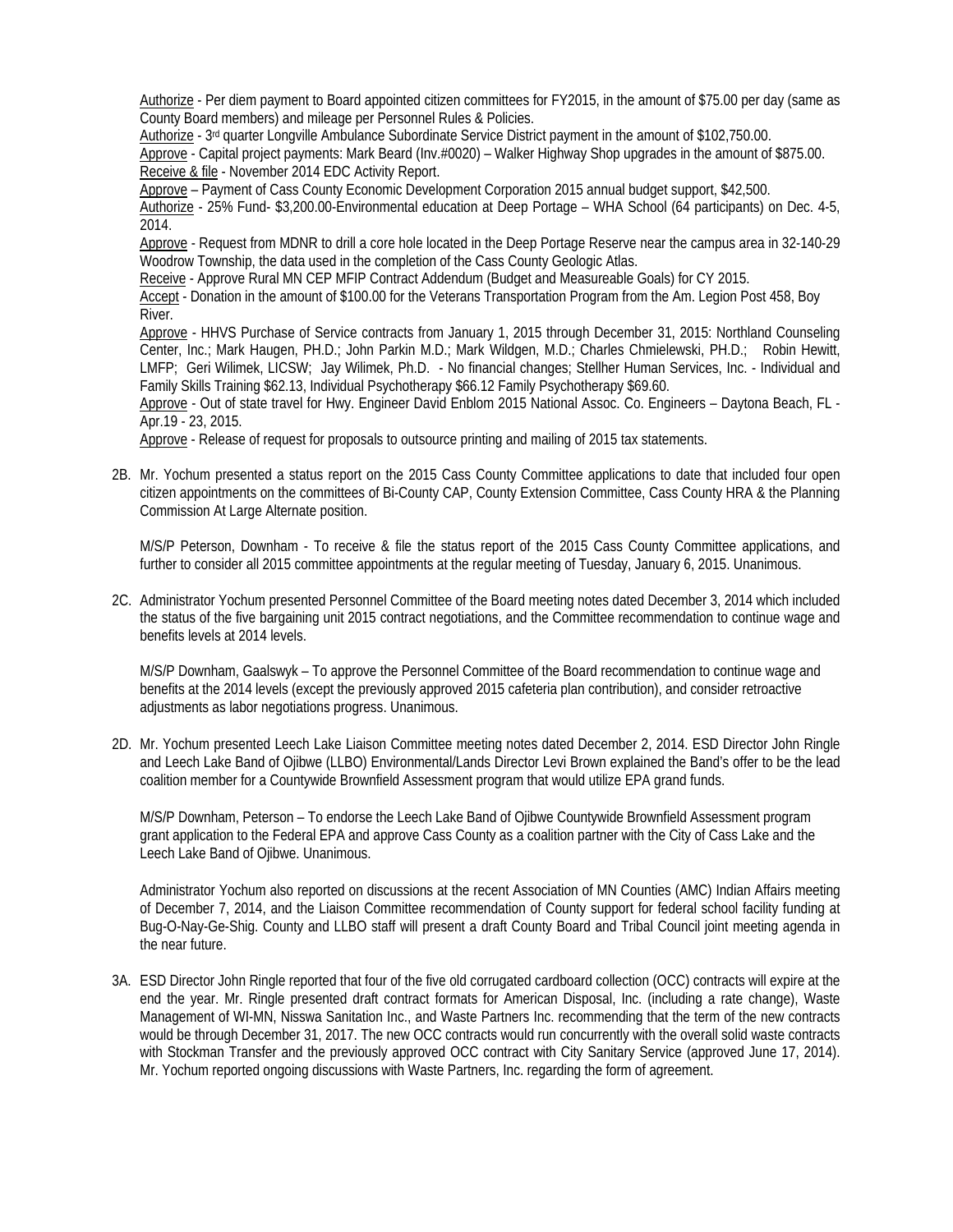Authorize - Per diem payment to Board appointed citizen committees for FY2015, in the amount of $75.00 per day (same as County Board members) and mileage per Personnel Rules & Policies.

Authorize - 3rd quarter Longville Ambulance Subordinate Service District payment in the amount of $102,750.00.

Approve - Capital project payments: Mark Beard (Inv.#0020) – Walker Highway Shop upgrades in the amount of $875.00.

Receive & file - November 2014 EDC Activity Report.

Approve – Payment of Cass County Economic Development Corporation 2015 annual budget support, $42,500.

Authorize - 25% Fund- $3,200.00-Environmental education at Deep Portage – WHA School (64 participants) on Dec. 4-5, 2014.

Approve - Request from MDNR to drill a core hole located in the Deep Portage Reserve near the campus area in 32-140-29 Woodrow Township, the data used in the completion of the Cass County Geologic Atlas.

Receive - Approve Rural MN CEP MFIP Contract Addendum (Budget and Measureable Goals) for CY 2015.

Accept - Donation in the amount of $100.00 for the Veterans Transportation Program from the Am. Legion Post 458, Boy River.

Approve - HHVS Purchase of Service contracts from January 1, 2015 through December 31, 2015: Northland Counseling Center, Inc.; Mark Haugen, PH.D.; John Parkin M.D.; Mark Wildgen, M.D.; Charles Chmielewski, PH.D.; Robin Hewitt, LMFP; Geri Wilimek, LICSW; Jay Wilimek, Ph.D. - No financial changes; Stellher Human Services, Inc. - Individual and Family Skills Training $62.13, Individual Psychotherapy $66.12 Family Psychotherapy $69.60.

Approve - Out of state travel for Hwy. Engineer David Enblom 2015 National Assoc. Co. Engineers – Daytona Beach, FL - Apr.19 - 23, 2015.

Approve - Release of request for proposals to outsource printing and mailing of 2015 tax statements.

2B. Mr. Yochum presented a status report on the 2015 Cass County Committee applications to date that included four open citizen appointments on the committees of Bi-County CAP, County Extension Committee, Cass County HRA & the Planning Commission At Large Alternate position.

M/S/P Peterson, Downham - To receive & file the status report of the 2015 Cass County Committee applications, and further to consider all 2015 committee appointments at the regular meeting of Tuesday, January 6, 2015. Unanimous.

2C. Administrator Yochum presented Personnel Committee of the Board meeting notes dated December 3, 2014 which included the status of the five bargaining unit 2015 contract negotiations, and the Committee recommendation to continue wage and benefits levels at 2014 levels.

M/S/P Downham, Gaalswyk – To approve the Personnel Committee of the Board recommendation to continue wage and benefits at the 2014 levels (except the previously approved 2015 cafeteria plan contribution), and consider retroactive adjustments as labor negotiations progress. Unanimous.

2D. Mr. Yochum presented Leech Lake Liaison Committee meeting notes dated December 2, 2014. ESD Director John Ringle and Leech Lake Band of Ojibwe (LLBO) Environmental/Lands Director Levi Brown explained the Band's offer to be the lead coalition member for a Countywide Brownfield Assessment program that would utilize EPA grand funds.

M/S/P Downham, Peterson – To endorse the Leech Lake Band of Ojibwe Countywide Brownfield Assessment program grant application to the Federal EPA and approve Cass County as a coalition partner with the City of Cass Lake and the Leech Lake Band of Ojibwe. Unanimous.

Administrator Yochum also reported on discussions at the recent Association of MN Counties (AMC) Indian Affairs meeting of December 7, 2014, and the Liaison Committee recommendation of County support for federal school facility funding at Bug-O-Nay-Ge-Shig. County and LLBO staff will present a draft County Board and Tribal Council joint meeting agenda in the near future.

3A. ESD Director John Ringle reported that four of the five old corrugated cardboard collection (OCC) contracts will expire at the end the year. Mr. Ringle presented draft contract formats for American Disposal, Inc. (including a rate change), Waste Management of WI-MN, Nisswa Sanitation Inc., and Waste Partners Inc. recommending that the term of the new contracts would be through December 31, 2017. The new OCC contracts would run concurrently with the overall solid waste contracts with Stockman Transfer and the previously approved OCC contract with City Sanitary Service (approved June 17, 2014). Mr. Yochum reported ongoing discussions with Waste Partners, Inc. regarding the form of agreement.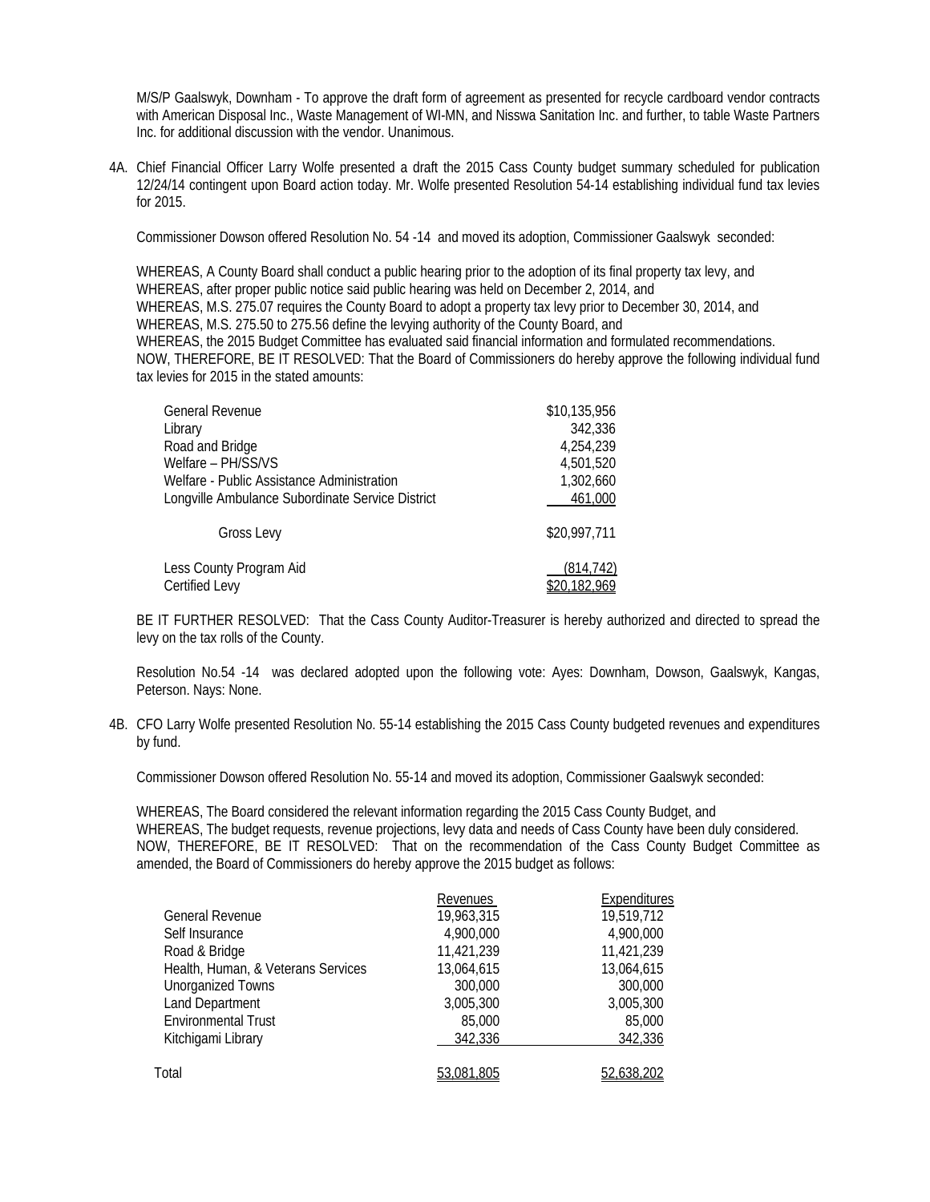M/S/P Gaalswyk, Downham - To approve the draft form of agreement as presented for recycle cardboard vendor contracts with American Disposal Inc., Waste Management of WI-MN, and Nisswa Sanitation Inc. and further, to table Waste Partners Inc. for additional discussion with the vendor. Unanimous.

4A. Chief Financial Officer Larry Wolfe presented a draft the 2015 Cass County budget summary scheduled for publication 12/24/14 contingent upon Board action today. Mr. Wolfe presented Resolution 54-14 establishing individual fund tax levies for 2015.

Commissioner Dowson offered Resolution No. 54 -14 and moved its adoption, Commissioner Gaalswyk seconded:

WHEREAS, A County Board shall conduct a public hearing prior to the adoption of its final property tax levy, and
WHEREAS, after proper public notice said public hearing was held on December 2, 2014, and
WHEREAS, M.S. 275.07 requires the County Board to adopt a property tax levy prior to December 30, 2014, and
WHEREAS, M.S. 275.50 to 275.56 define the levying authority of the County Board, and
WHEREAS, the 2015 Budget Committee has evaluated said financial information and formulated recommendations.
NOW, THEREFORE, BE IT RESOLVED: That the Board of Commissioners do hereby approve the following individual fund tax levies for 2015 in the stated amounts:

| | |
|---|---|
| General Revenue | $10,135,956 |
| Library | 342,336 |
| Road and Bridge | 4,254,239 |
| Welfare – PH/SS/VS | 4,501,520 |
| Welfare - Public Assistance Administration | 1,302,660 |
| Longville Ambulance Subordinate Service District | 461,000 |
| Gross Levy | $20,997,711 |
| Less County Program Aid | (814,742) |
| Certified Levy | $20,182,969 |

BE IT FURTHER RESOLVED: That the Cass County Auditor-Treasurer is hereby authorized and directed to spread the levy on the tax rolls of the County.

Resolution No.54 -14 was declared adopted upon the following vote: Ayes: Downham, Dowson, Gaalswyk, Kangas, Peterson. Nays: None.

4B. CFO Larry Wolfe presented Resolution No. 55-14 establishing the 2015 Cass County budgeted revenues and expenditures by fund.

Commissioner Dowson offered Resolution No. 55-14 and moved its adoption, Commissioner Gaalswyk seconded:

WHEREAS, The Board considered the relevant information regarding the 2015 Cass County Budget, and
WHEREAS, The budget requests, revenue projections, levy data and needs of Cass County have been duly considered.
NOW, THEREFORE, BE IT RESOLVED: That on the recommendation of the Cass County Budget Committee as amended, the Board of Commissioners do hereby approve the 2015 budget as follows:

| | Revenues | Expenditures |
|---|---|---|
| General Revenue | 19,963,315 | 19,519,712 |
| Self Insurance | 4,900,000 | 4,900,000 |
| Road & Bridge | 11,421,239 | 11,421,239 |
| Health, Human, & Veterans Services | 13,064,615 | 13,064,615 |
| Unorganized Towns | 300,000 | 300,000 |
| Land Department | 3,005,300 | 3,005,300 |
| Environmental Trust | 85,000 | 85,000 |
| Kitchigami Library | 342,336 | 342,336 |
| Total | 53,081,805 | 52,638,202 |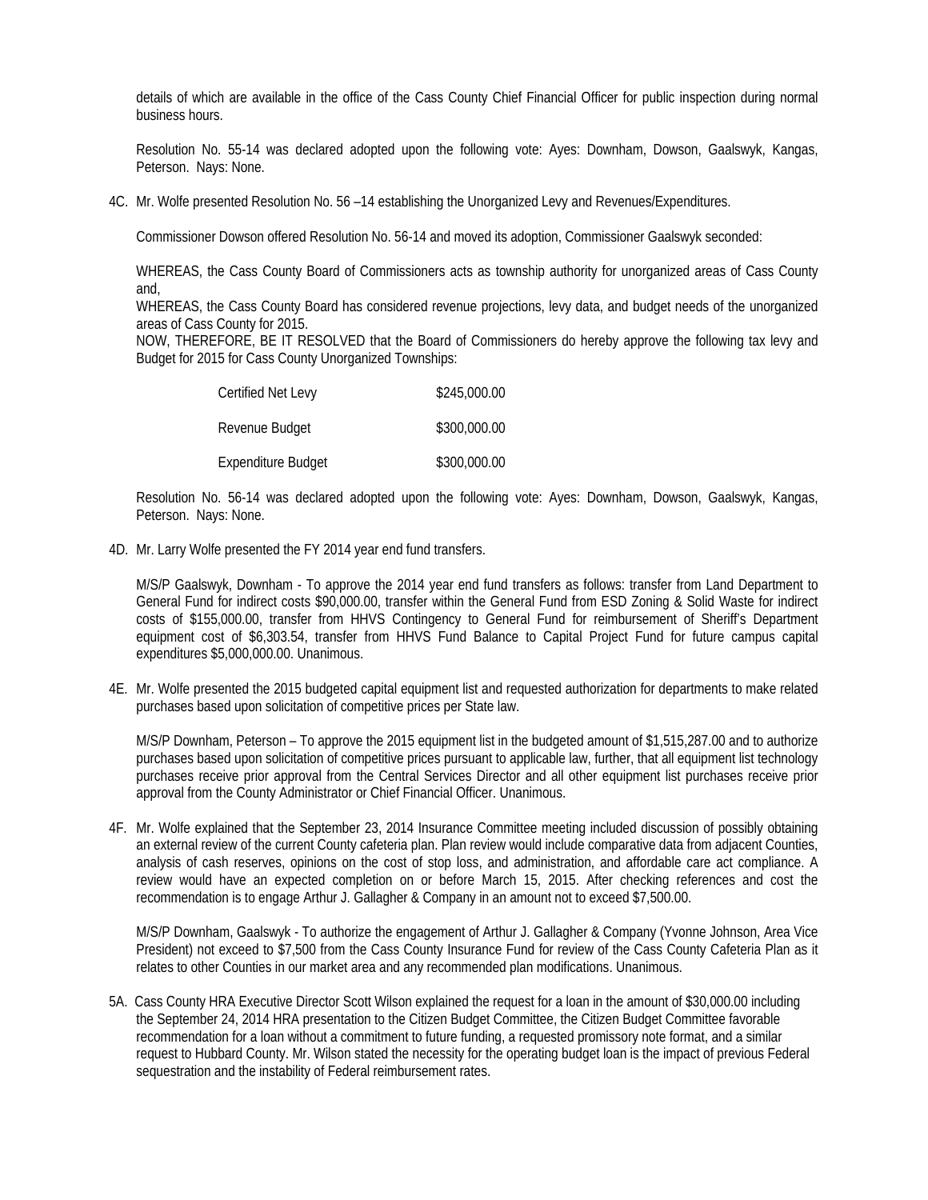details of which are available in the office of the Cass County Chief Financial Officer for public inspection during normal business hours.

Resolution No. 55-14 was declared adopted upon the following vote: Ayes: Downham, Dowson, Gaalswyk, Kangas, Peterson. Nays: None.

4C. Mr. Wolfe presented Resolution No. 56 –14 establishing the Unorganized Levy and Revenues/Expenditures.

Commissioner Dowson offered Resolution No. 56-14 and moved its adoption, Commissioner Gaalswyk seconded:

WHEREAS, the Cass County Board of Commissioners acts as township authority for unorganized areas of Cass County and,

WHEREAS, the Cass County Board has considered revenue projections, levy data, and budget needs of the unorganized areas of Cass County for 2015.

NOW, THEREFORE, BE IT RESOLVED that the Board of Commissioners do hereby approve the following tax levy and Budget for 2015 for Cass County Unorganized Townships:

| | |
|---|---|
| Certified Net Levy | $245,000.00 |
| Revenue Budget | $300,000.00 |
| Expenditure Budget | $300,000.00 |

Resolution No. 56-14 was declared adopted upon the following vote: Ayes: Downham, Dowson, Gaalswyk, Kangas, Peterson. Nays: None.

4D. Mr. Larry Wolfe presented the FY 2014 year end fund transfers.

M/S/P Gaalswyk, Downham - To approve the 2014 year end fund transfers as follows: transfer from Land Department to General Fund for indirect costs $90,000.00, transfer within the General Fund from ESD Zoning & Solid Waste for indirect costs of $155,000.00, transfer from HHVS Contingency to General Fund for reimbursement of Sheriff's Department equipment cost of $6,303.54, transfer from HHVS Fund Balance to Capital Project Fund for future campus capital expenditures $5,000,000.00. Unanimous.

4E. Mr. Wolfe presented the 2015 budgeted capital equipment list and requested authorization for departments to make related purchases based upon solicitation of competitive prices per State law.

M/S/P Downham, Peterson – To approve the 2015 equipment list in the budgeted amount of $1,515,287.00 and to authorize purchases based upon solicitation of competitive prices pursuant to applicable law, further, that all equipment list technology purchases receive prior approval from the Central Services Director and all other equipment list purchases receive prior approval from the County Administrator or Chief Financial Officer. Unanimous.

4F. Mr. Wolfe explained that the September 23, 2014 Insurance Committee meeting included discussion of possibly obtaining an external review of the current County cafeteria plan. Plan review would include comparative data from adjacent Counties, analysis of cash reserves, opinions on the cost of stop loss, and administration, and affordable care act compliance. A review would have an expected completion on or before March 15, 2015. After checking references and cost the recommendation is to engage Arthur J. Gallagher & Company in an amount not to exceed $7,500.00.

M/S/P Downham, Gaalswyk - To authorize the engagement of Arthur J. Gallagher & Company (Yvonne Johnson, Area Vice President) not exceed to $7,500 from the Cass County Insurance Fund for review of the Cass County Cafeteria Plan as it relates to other Counties in our market area and any recommended plan modifications. Unanimous.

5A. Cass County HRA Executive Director Scott Wilson explained the request for a loan in the amount of $30,000.00 including the September 24, 2014 HRA presentation to the Citizen Budget Committee, the Citizen Budget Committee favorable recommendation for a loan without a commitment to future funding, a requested promissory note format, and a similar request to Hubbard County. Mr. Wilson stated the necessity for the operating budget loan is the impact of previous Federal sequestration and the instability of Federal reimbursement rates.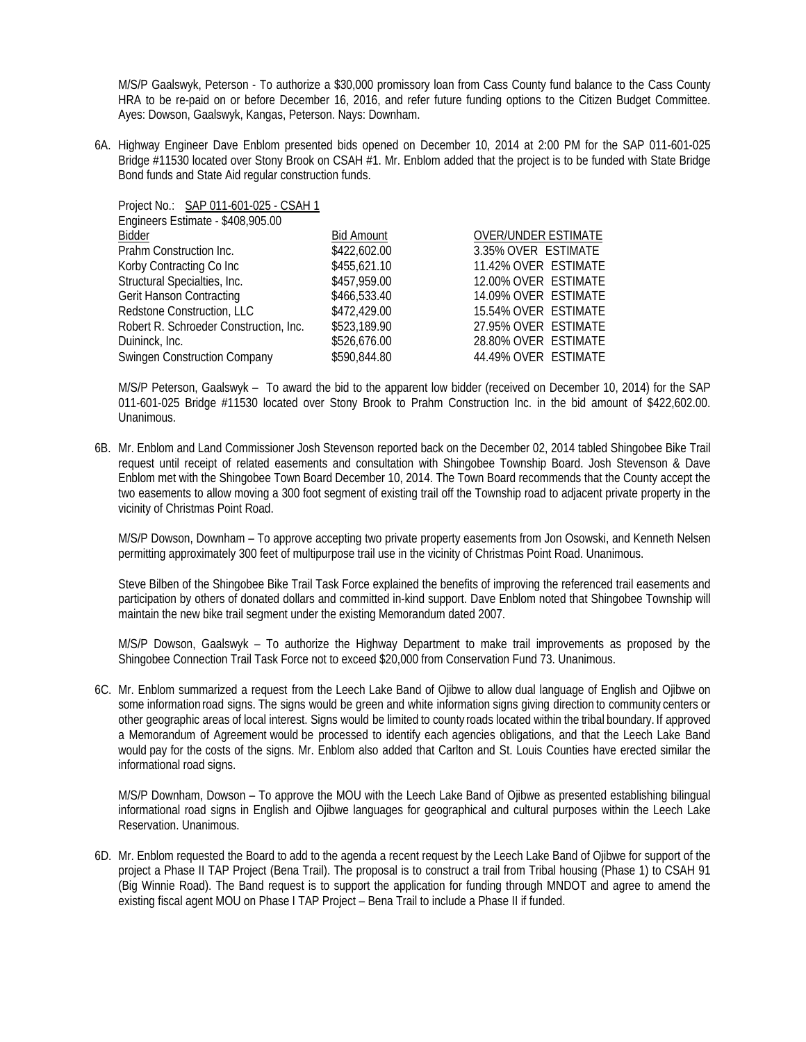M/S/P Gaalswyk, Peterson - To authorize a $30,000 promissory loan from Cass County fund balance to the Cass County HRA to be re-paid on or before December 16, 2016, and refer future funding options to the Citizen Budget Committee. Ayes: Dowson, Gaalswyk, Kangas, Peterson. Nays: Downham.

6A. Highway Engineer Dave Enblom presented bids opened on December 10, 2014 at 2:00 PM for the SAP 011-601-025 Bridge #11530 located over Stony Brook on CSAH #1. Mr. Enblom added that the project is to be funded with State Bridge Bond funds and State Aid regular construction funds.

Project No.: SAP 011-601-025 - CSAH 1
Engineers Estimate - $408,905.00

| Bidder | Bid Amount | OVER/UNDER ESTIMATE |
|---|---|---|
| Prahm Construction Inc. | $422,602.00 | 3.35% OVER ESTIMATE |
| Korby Contracting Co Inc | $455,621.10 | 11.42% OVER ESTIMATE |
| Structural Specialties, Inc. | $457,959.00 | 12.00% OVER ESTIMATE |
| Gerit Hanson Contracting | $466,533.40 | 14.09% OVER ESTIMATE |
| Redstone Construction, LLC | $472,429.00 | 15.54% OVER ESTIMATE |
| Robert R. Schroeder Construction, Inc. | $523,189.90 | 27.95% OVER ESTIMATE |
| Duininck, Inc. | $526,676.00 | 28.80% OVER ESTIMATE |
| Swingen Construction Company | $590,844.80 | 44.49% OVER ESTIMATE |

M/S/P Peterson, Gaalswyk – To award the bid to the apparent low bidder (received on December 10, 2014) for the SAP 011-601-025 Bridge #11530 located over Stony Brook to Prahm Construction Inc. in the bid amount of $422,602.00. Unanimous.

6B. Mr. Enblom and Land Commissioner Josh Stevenson reported back on the December 02, 2014 tabled Shingobee Bike Trail request until receipt of related easements and consultation with Shingobee Township Board. Josh Stevenson & Dave Enblom met with the Shingobee Town Board December 10, 2014. The Town Board recommends that the County accept the two easements to allow moving a 300 foot segment of existing trail off the Township road to adjacent private property in the vicinity of Christmas Point Road.

M/S/P Dowson, Downham – To approve accepting two private property easements from Jon Osowski, and Kenneth Nelsen permitting approximately 300 feet of multipurpose trail use in the vicinity of Christmas Point Road. Unanimous.

Steve Bilben of the Shingobee Bike Trail Task Force explained the benefits of improving the referenced trail easements and participation by others of donated dollars and committed in-kind support. Dave Enblom noted that Shingobee Township will maintain the new bike trail segment under the existing Memorandum dated 2007.

M/S/P Dowson, Gaalswyk – To authorize the Highway Department to make trail improvements as proposed by the Shingobee Connection Trail Task Force not to exceed $20,000 from Conservation Fund 73. Unanimous.

6C. Mr. Enblom summarized a request from the Leech Lake Band of Ojibwe to allow dual language of English and Ojibwe on some information road signs. The signs would be green and white information signs giving direction to community centers or other geographic areas of local interest. Signs would be limited to county roads located within the tribal boundary. If approved a Memorandum of Agreement would be processed to identify each agencies obligations, and that the Leech Lake Band would pay for the costs of the signs. Mr. Enblom also added that Carlton and St. Louis Counties have erected similar the informational road signs.

M/S/P Downham, Dowson – To approve the MOU with the Leech Lake Band of Ojibwe as presented establishing bilingual informational road signs in English and Ojibwe languages for geographical and cultural purposes within the Leech Lake Reservation. Unanimous.

6D. Mr. Enblom requested the Board to add to the agenda a recent request by the Leech Lake Band of Ojibwe for support of the project a Phase II TAP Project (Bena Trail). The proposal is to construct a trail from Tribal housing (Phase 1) to CSAH 91 (Big Winnie Road). The Band request is to support the application for funding through MNDOT and agree to amend the existing fiscal agent MOU on Phase I TAP Project – Bena Trail to include a Phase II if funded.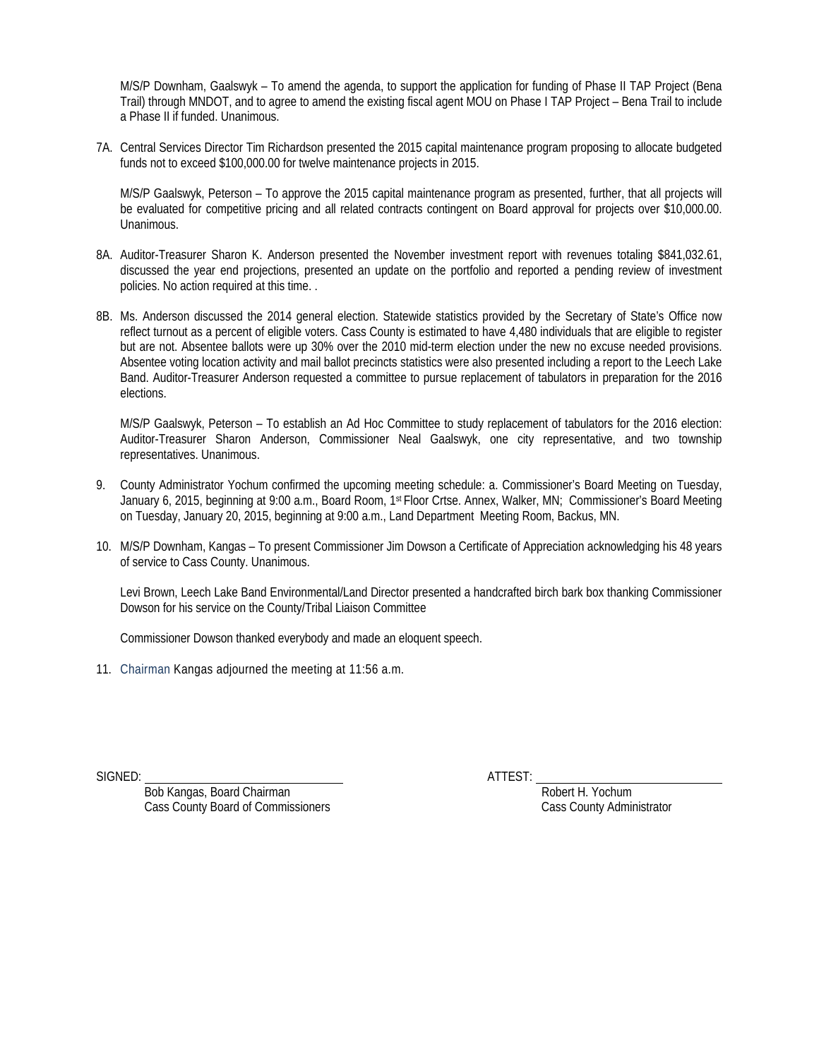M/S/P Downham, Gaalswyk – To amend the agenda, to support the application for funding of Phase II TAP Project (Bena Trail) through MNDOT, and to agree to amend the existing fiscal agent MOU on Phase I TAP Project – Bena Trail to include a Phase II if funded. Unanimous.

7A. Central Services Director Tim Richardson presented the 2015 capital maintenance program proposing to allocate budgeted funds not to exceed $100,000.00 for twelve maintenance projects in 2015.

M/S/P Gaalswyk, Peterson – To approve the 2015 capital maintenance program as presented, further, that all projects will be evaluated for competitive pricing and all related contracts contingent on Board approval for projects over $10,000.00. Unanimous.

8A. Auditor-Treasurer Sharon K. Anderson presented the November investment report with revenues totaling $841,032.61, discussed the year end projections, presented an update on the portfolio and reported a pending review of investment policies. No action required at this time. .

8B. Ms. Anderson discussed the 2014 general election. Statewide statistics provided by the Secretary of State's Office now reflect turnout as a percent of eligible voters. Cass County is estimated to have 4,480 individuals that are eligible to register but are not. Absentee ballots were up 30% over the 2010 mid-term election under the new no excuse needed provisions. Absentee voting location activity and mail ballot precincts statistics were also presented including a report to the Leech Lake Band. Auditor-Treasurer Anderson requested a committee to pursue replacement of tabulators in preparation for the 2016 elections.

M/S/P Gaalswyk, Peterson – To establish an Ad Hoc Committee to study replacement of tabulators for the 2016 election: Auditor-Treasurer Sharon Anderson, Commissioner Neal Gaalswyk, one city representative, and two township representatives. Unanimous.

9. County Administrator Yochum confirmed the upcoming meeting schedule: a. Commissioner's Board Meeting on Tuesday, January 6, 2015, beginning at 9:00 a.m., Board Room, 1st Floor Crtse. Annex, Walker, MN; Commissioner's Board Meeting on Tuesday, January 20, 2015, beginning at 9:00 a.m., Land Department Meeting Room, Backus, MN.

10. M/S/P Downham, Kangas – To present Commissioner Jim Dowson a Certificate of Appreciation acknowledging his 48 years of service to Cass County. Unanimous.

Levi Brown, Leech Lake Band Environmental/Land Director presented a handcrafted birch bark box thanking Commissioner Dowson for his service on the County/Tribal Liaison Committee

Commissioner Dowson thanked everybody and made an eloquent speech.

11. Chairman Kangas adjourned the meeting at 11:56 a.m.

SIGNED: ______________________________
Bob Kangas, Board Chairman
Cass County Board of Commissioners

ATTEST: ______________________________
Robert H. Yochum
Cass County Administrator